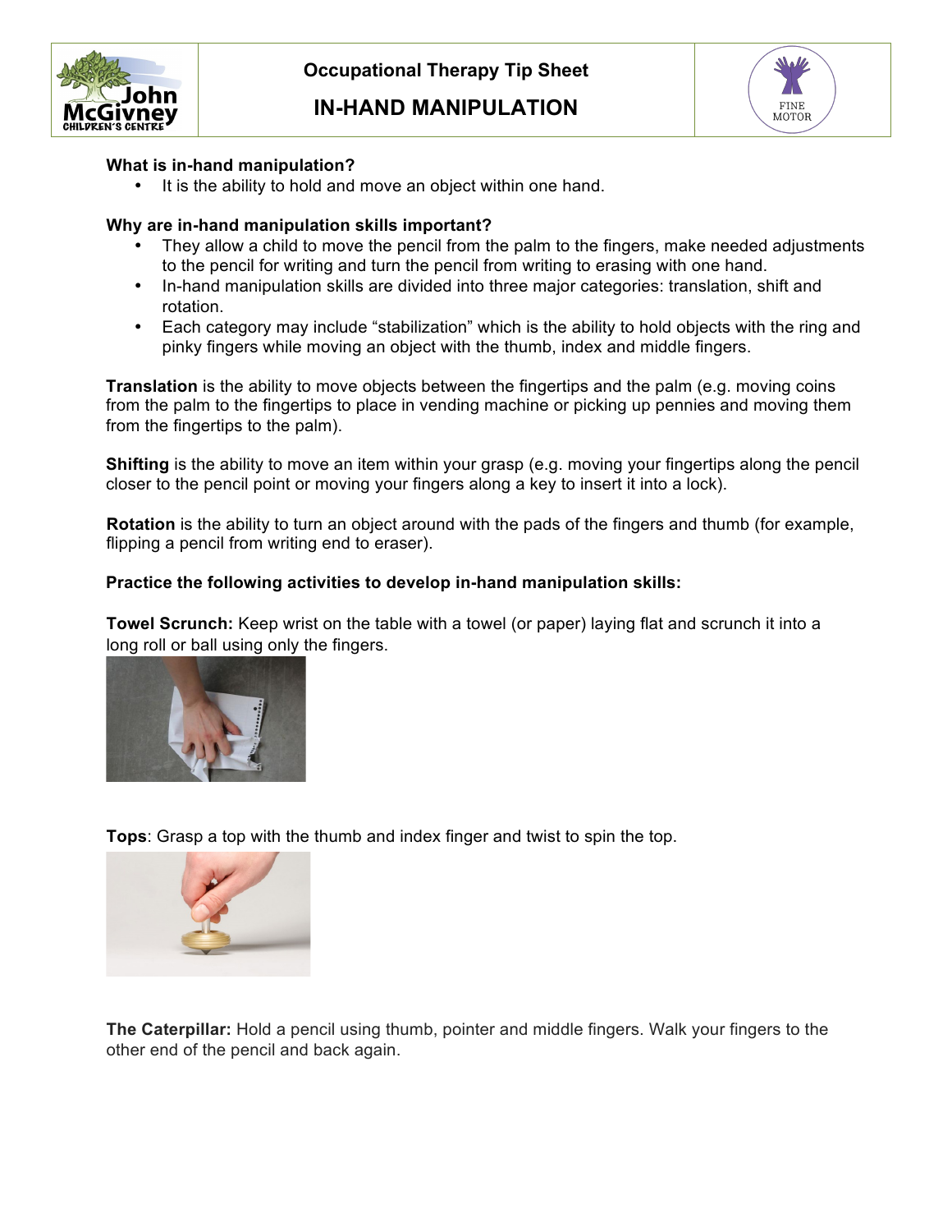Occupational Therapy Tip Sheet

# IN-HAND MANIPULATION

**What is in-hand manipulation?**

- It is the ability to hold and move an object within one hand.

**Why are in-hand manipulation skills important?**

- They allow a child to move the pencil from the palm to the fingers, make needed adjustments to the pencil for writing and turn the pencil from writing to erasing with one hand.
- In-hand manipulation skills are divided into three major categories: translation, shift and rotation.
- Each category may include "stabilization" which is the ability to hold objects with the ring and pinky fingers while moving an object with the thumb, index and middle fingers.

**Translation** is the ability to move objects between the fingertips and the palm (e.g. moving coins from the palm to the fingertips to place in vending machine or picking up pennies and moving them from the fingertips to the palm).

**Shifting** is the ability to move an item within your grasp (e.g. moving your fingertips along the pencil closer to the pencil point or moving your fingers along a key to insert it into a lock).

**Rotation** is the ability to turn an object around with the pads of the fingers and thumb (for example, flipping a pencil from writing end to eraser).

**Practice the following activities to develop in-hand manipulation skills:**

**Towel Scrunch:** Keep wrist on the table with a towel (or paper) laying flat and scrunch it into a long roll or ball using only the fingers.

**Tops**: Grasp a top with the thumb and index finger and twist to spin the top.

**The Caterpillar:** Hold a pencil using thumb, pointer and middle fingers. Walk your fingers to the other end of the pencil and back again.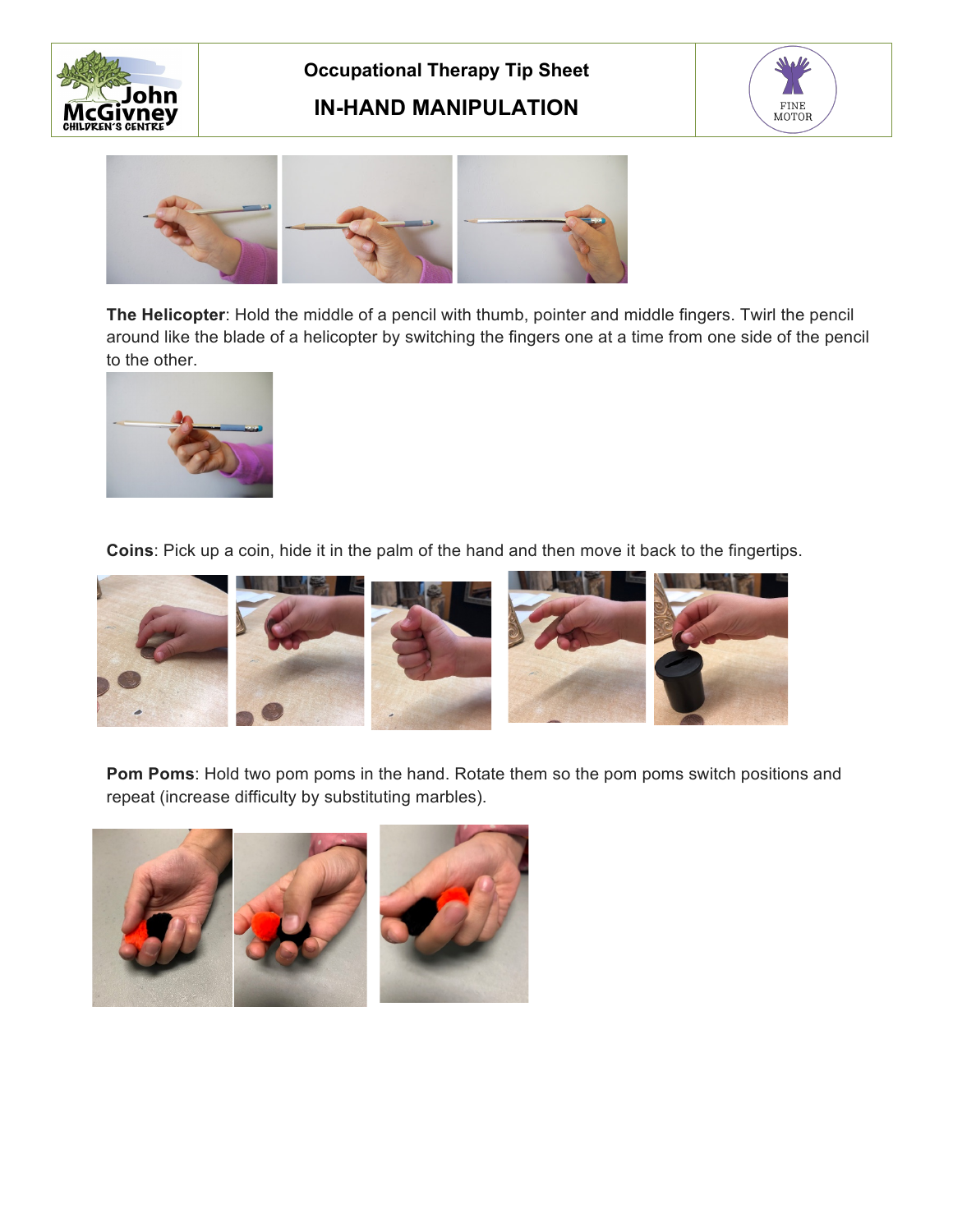Occupational Therapy Tip Sheet

# IN-HAND MANIPULATION

FINE MOTOR

**The Helicopter**: Hold the middle of a pencil with thumb, pointer and middle fingers. Twirl the pencil around like the blade of a helicopter by switching the fingers one at a time from one side of the pencil to the other.

**Coins**: Pick up a coin, hide it in the palm of the hand and then move it back to the fingertips.

**Pom Poms**: Hold two pom poms in the hand. Rotate them so the pom poms switch positions and repeat (increase difficulty by substituting marbles).